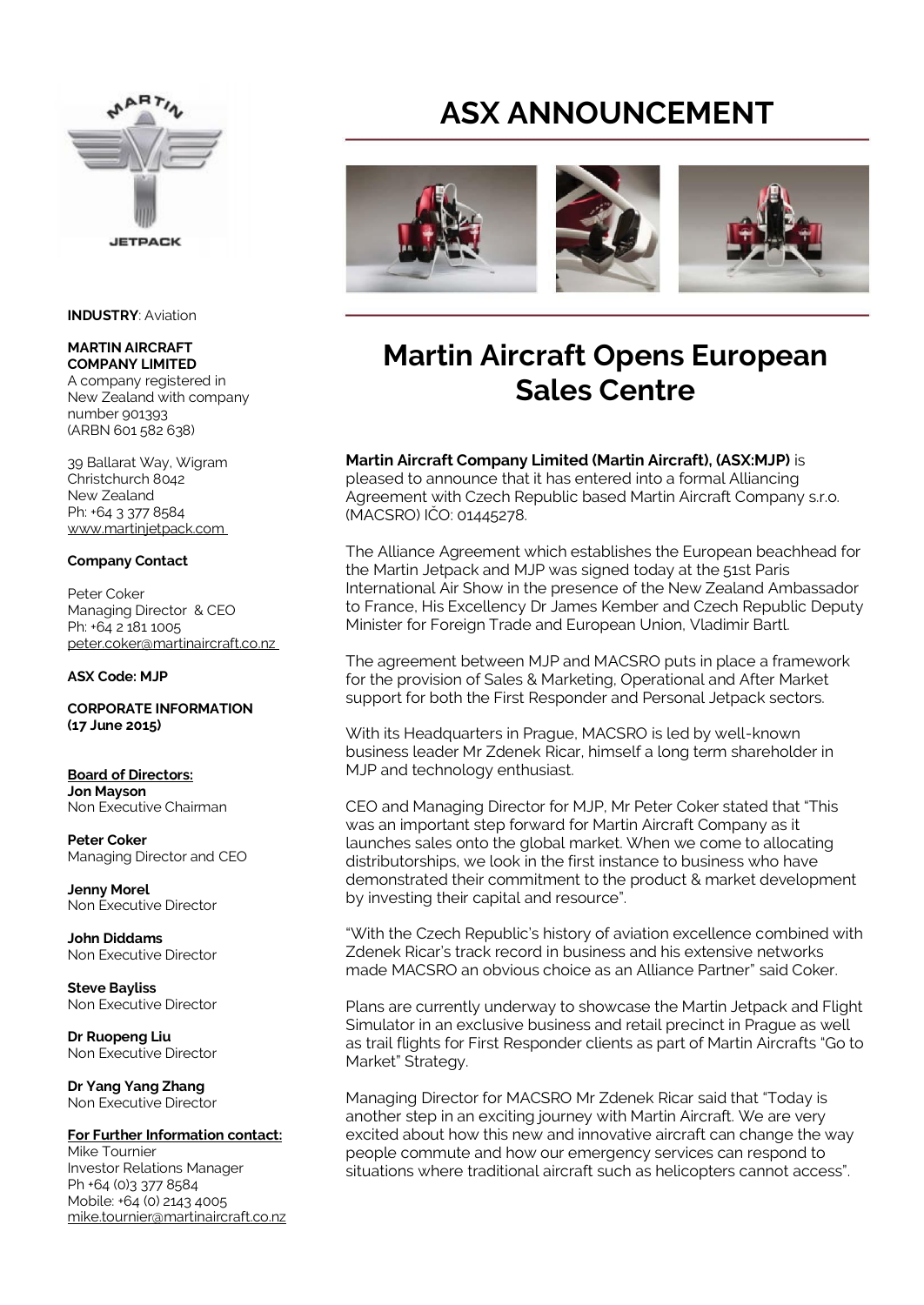# ASX ANNOUNCEMENT

## Martin Aircraft Opens European Sales Centre

**Martin Aircraft Company Limited (Martin Aircraft), (ASX:MJP)** is pleased to announce that it has entered into a formal Alliancing Agreement with Czech Republic based Martin Aircraft Company s.r.o. (MACSRO) IČO: 01445278.

The Alliance Agreement which establishes the European beachhead for the Martin Jetpack and MJP was signed today at the 51st Paris International Air Show in the presence of the New Zealand Ambassador to France, His Excellency Dr James Kember and Czech Republic Deputy Minister for Foreign Trade and European Union, Vladimir Bartl.

The agreement between MJP and MACSRO puts in place a framework for the provision of Sales & Marketing, Operational and After Market support for both the First Responder and Personal Jetpack sectors.

With its Headquarters in Prague, MACSRO is led by well-known business leader Mr Zdenek Ricar, himself a long term shareholder in MJP and technology enthusiast.

CEO and Managing Director for MJP, Mr Peter Coker stated that "This was an important step forward for Martin Aircraft Company as it launches sales onto the global market. When we come to allocating distributorships, we look in the first instance to business who have demonstrated their commitment to the product & market development by investing their capital and resource".

"With the Czech Republic's history of aviation excellence combined with Zdenek Ricar's track record in business and his extensive networks made MACSRO an obvious choice as an Alliance Partner" said Coker.

Plans are currently underway to showcase the Martin Jetpack and Flight Simulator in an exclusive business and retail precinct in Prague as well as trail flights for First Responder clients as part of Martin Aircrafts "Go to Market" Strategy.

Managing Director for MACSRO Mr Zdenek Ricar said that "Today is another step in an exciting journey with Martin Aircraft. We are very excited about how this new and innovative aircraft can change the way people commute and how our emergency services can respond to situations where traditional aircraft such as helicopters cannot access".

---

**INDUSTRY**: Aviation

**MARTIN AIRCRAFT COMPANY LIMITED**
A company registered in New Zealand with company number 901393
(ARBN 601 582 638)

39 Ballarat Way, Wigram
Christchurch 8042
New Zealand
Ph: +64 3 377 8584
www.martinjetpack.com

**Company Contact**

Peter Coker
Managing Director & CEO
Ph: +64 2 181 1005
peter.coker@martinaircraft.co.nz

**ASX Code: MJP**

**CORPORATE INFORMATION (17 June 2015)**

**Board of Directors:**

**Jon Mayson**
Non Executive Chairman

**Peter Coker**
Managing Director and CEO

**Jenny Morel**
Non Executive Director

**John Diddams**
Non Executive Director

**Steve Bayliss**
Non Executive Director

**Dr Ruopeng Liu**
Non Executive Director

**Dr Yang Yang Zhang**
Non Executive Director

**For Further Information contact:**
Mike Tournier
Investor Relations Manager
Ph +64 (0)3 377 8584
Mobile: +64 (0) 2143 4005
mike.tournier@martinaircraft.co.nz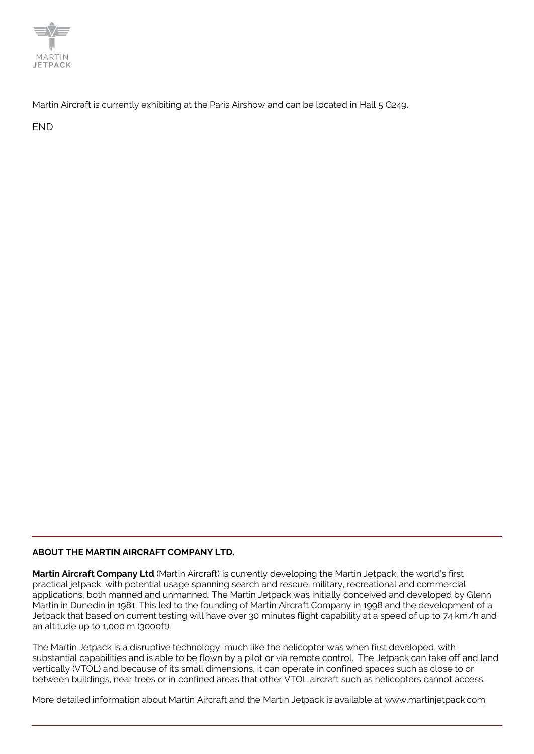Martin Aircraft is currently exhibiting at the Paris Airshow and can be located in Hall 5 G249.

END

**ABOUT THE MARTIN AIRCRAFT COMPANY LTD.**

**Martin Aircraft Company Ltd** (Martin Aircraft) is currently developing the Martin Jetpack, the world's first practical jetpack, with potential usage spanning search and rescue, military, recreational and commercial applications, both manned and unmanned. The Martin Jetpack was initially conceived and developed by Glenn Martin in Dunedin in 1981. This led to the founding of Martin Aircraft Company in 1998 and the development of a Jetpack that based on current testing will have over 30 minutes flight capability at a speed of up to 74 km/h and an altitude up to 1,000 m (3000ft).

The Martin Jetpack is a disruptive technology, much like the helicopter was when first developed, with substantial capabilities and is able to be flown by a pilot or via remote control. The Jetpack can take off and land vertically (VTOL) and because of its small dimensions, it can operate in confined spaces such as close to or between buildings, near trees or in confined areas that other VTOL aircraft such as helicopters cannot access.

More detailed information about Martin Aircraft and the Martin Jetpack is available at www.martinjetpack.com